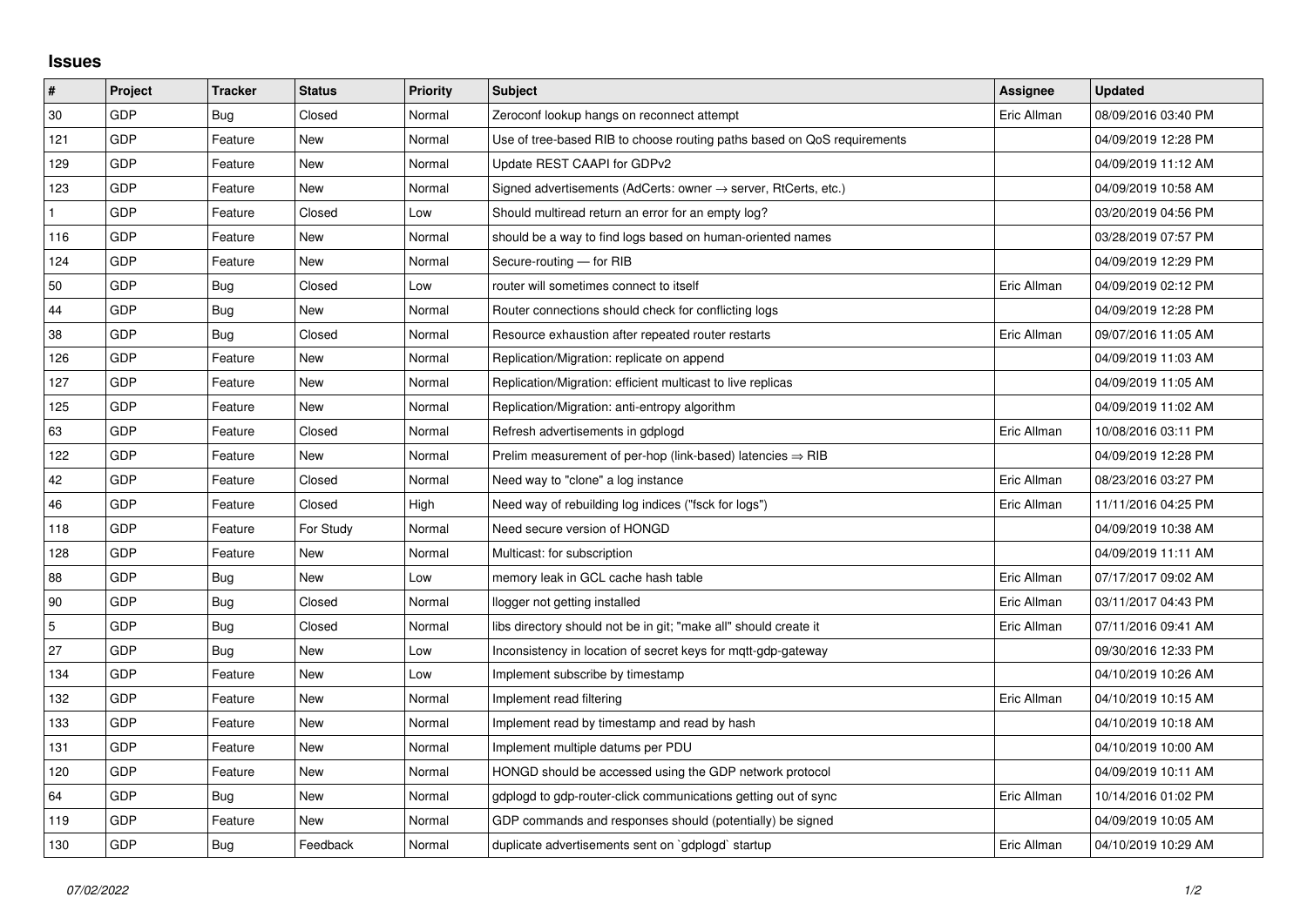# Issues

| # | Project | Tracker | Status | Priority | Subject | Assignee | Updated |
|---|---|---|---|---|---|---|---|
| 30 | GDP | Bug | Closed | Normal | Zeroconf lookup hangs on reconnect attempt | Eric Allman | 08/09/2016 03:40 PM |
| 121 | GDP | Feature | New | Normal | Use of tree-based RIB to choose routing paths based on QoS requirements | | 04/09/2019 12:28 PM |
| 129 | GDP | Feature | New | Normal | Update REST CAAPI for GDPv2 | | 04/09/2019 11:12 AM |
| 123 | GDP | Feature | New | Normal | Signed advertisements (AdCerts: owner → server, RtCerts, etc.) | | 04/09/2019 10:58 AM |
| 1 | GDP | Feature | Closed | Low | Should multiread return an error for an empty log? | | 03/20/2019 04:56 PM |
| 116 | GDP | Feature | New | Normal | should be a way to find logs based on human-oriented names | | 03/28/2019 07:57 PM |
| 124 | GDP | Feature | New | Normal | Secure-routing — for RIB | | 04/09/2019 12:29 PM |
| 50 | GDP | Bug | Closed | Low | router will sometimes connect to itself | Eric Allman | 04/09/2019 02:12 PM |
| 44 | GDP | Bug | New | Normal | Router connections should check for conflicting logs | | 04/09/2019 12:28 PM |
| 38 | GDP | Bug | Closed | Normal | Resource exhaustion after repeated router restarts | Eric Allman | 09/07/2016 11:05 AM |
| 126 | GDP | Feature | New | Normal | Replication/Migration: replicate on append | | 04/09/2019 11:03 AM |
| 127 | GDP | Feature | New | Normal | Replication/Migration: efficient multicast to live replicas | | 04/09/2019 11:05 AM |
| 125 | GDP | Feature | New | Normal | Replication/Migration: anti-entropy algorithm | | 04/09/2019 11:02 AM |
| 63 | GDP | Feature | Closed | Normal | Refresh advertisements in gdplogd | Eric Allman | 10/08/2016 03:11 PM |
| 122 | GDP | Feature | New | Normal | Prelim measurement of per-hop (link-based) latencies ⇒ RIB | | 04/09/2019 12:28 PM |
| 42 | GDP | Feature | Closed | Normal | Need way to "clone" a log instance | Eric Allman | 08/23/2016 03:27 PM |
| 46 | GDP | Feature | Closed | High | Need way of rebuilding log indices ("fsck for logs") | Eric Allman | 11/11/2016 04:25 PM |
| 118 | GDP | Feature | For Study | Normal | Need secure version of HONGD | | 04/09/2019 10:38 AM |
| 128 | GDP | Feature | New | Normal | Multicast: for subscription | | 04/09/2019 11:11 AM |
| 88 | GDP | Bug | New | Low | memory leak in GCL cache hash table | Eric Allman | 07/17/2017 09:02 AM |
| 90 | GDP | Bug | Closed | Normal | llogger not getting installed | Eric Allman | 03/11/2017 04:43 PM |
| 5 | GDP | Bug | Closed | Normal | libs directory should not be in git; "make all" should create it | Eric Allman | 07/11/2016 09:41 AM |
| 27 | GDP | Bug | New | Low | Inconsistency in location of secret keys for mqtt-gdp-gateway | | 09/30/2016 12:33 PM |
| 134 | GDP | Feature | New | Low | Implement subscribe by timestamp | | 04/10/2019 10:26 AM |
| 132 | GDP | Feature | New | Normal | Implement read filtering | Eric Allman | 04/10/2019 10:15 AM |
| 133 | GDP | Feature | New | Normal | Implement read by timestamp and read by hash | | 04/10/2019 10:18 AM |
| 131 | GDP | Feature | New | Normal | Implement multiple datums per PDU | | 04/10/2019 10:00 AM |
| 120 | GDP | Feature | New | Normal | HONGD should be accessed using the GDP network protocol | | 04/09/2019 10:11 AM |
| 64 | GDP | Bug | New | Normal | gdplogd to gdp-router-click communications getting out of sync | Eric Allman | 10/14/2016 01:02 PM |
| 119 | GDP | Feature | New | Normal | GDP commands and responses should (potentially) be signed | | 04/09/2019 10:05 AM |
| 130 | GDP | Bug | Feedback | Normal | duplicate advertisements sent on `gdplogd` startup | Eric Allman | 04/10/2019 10:29 AM |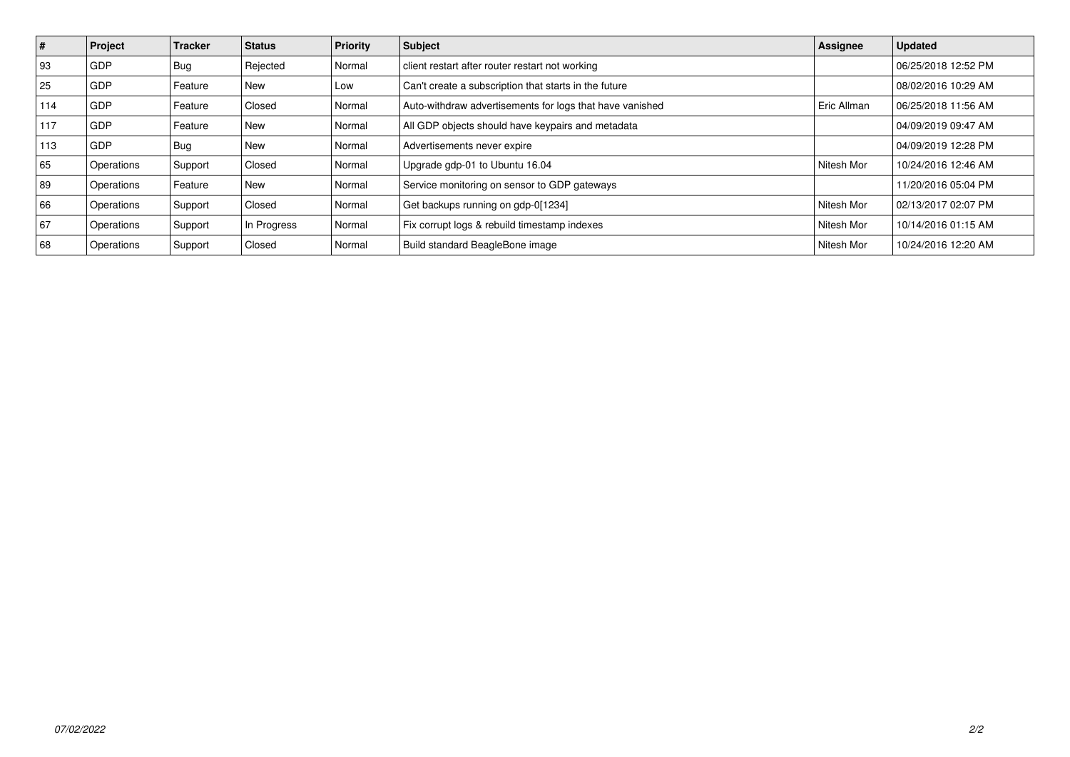| # | Project | Tracker | Status | Priority | Subject | Assignee | Updated |
|---|---|---|---|---|---|---|---|
| 93 | GDP | Bug | Rejected | Normal | client restart after router restart not working | | 06/25/2018 12:52 PM |
| 25 | GDP | Feature | New | Low | Can't create a subscription that starts in the future | | 08/02/2016 10:29 AM |
| 114 | GDP | Feature | Closed | Normal | Auto-withdraw advertisements for logs that have vanished | Eric Allman | 06/25/2018 11:56 AM |
| 117 | GDP | Feature | New | Normal | All GDP objects should have keypairs and metadata | | 04/09/2019 09:47 AM |
| 113 | GDP | Bug | New | Normal | Advertisements never expire | | 04/09/2019 12:28 PM |
| 65 | Operations | Support | Closed | Normal | Upgrade gdp-01 to Ubuntu 16.04 | Nitesh Mor | 10/24/2016 12:46 AM |
| 89 | Operations | Feature | New | Normal | Service monitoring on sensor to GDP gateways | | 11/20/2016 05:04 PM |
| 66 | Operations | Support | Closed | Normal | Get backups running on gdp-0[1234] | Nitesh Mor | 02/13/2017 02:07 PM |
| 67 | Operations | Support | In Progress | Normal | Fix corrupt logs & rebuild timestamp indexes | Nitesh Mor | 10/14/2016 01:15 AM |
| 68 | Operations | Support | Closed | Normal | Build standard BeagleBone image | Nitesh Mor | 10/24/2016 12:20 AM |